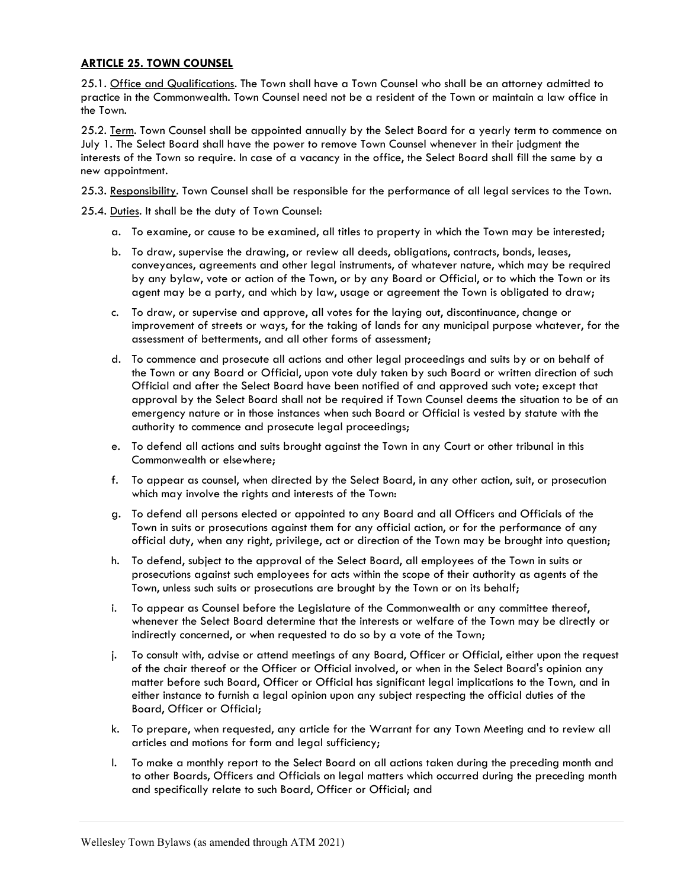## ARTICLE 25. TOWN COUNSEL

25.1. Office and Qualifications. The Town shall have a Town Counsel who shall be an attorney admitted to practice in the Commonwealth. Town Counsel need not be a resident of the Town or maintain a law office in the Town.

25.2. Term. Town Counsel shall be appointed annually by the Select Board for a yearly term to commence on July 1. The Select Board shall have the power to remove Town Counsel whenever in their judgment the interests of the Town so require. In case of a vacancy in the office, the Select Board shall fill the same by a new appointment.

25.3. Responsibility. Town Counsel shall be responsible for the performance of all legal services to the Town.

25.4. Duties. It shall be the duty of Town Counsel:

a. To examine, or cause to be examined, all titles to property in which the Town may be interested;

b. To draw, supervise the drawing, or review all deeds, obligations, contracts, bonds, leases, conveyances, agreements and other legal instruments, of whatever nature, which may be required by any bylaw, vote or action of the Town, or by any Board or Official, or to which the Town or its agent may be a party, and which by law, usage or agreement the Town is obligated to draw;

c. To draw, or supervise and approve, all votes for the laying out, discontinuance, change or improvement of streets or ways, for the taking of lands for any municipal purpose whatever, for the assessment of betterments, and all other forms of assessment;

d. To commence and prosecute all actions and other legal proceedings and suits by or on behalf of the Town or any Board or Official, upon vote duly taken by such Board or written direction of such Official and after the Select Board have been notified of and approved such vote; except that approval by the Select Board shall not be required if Town Counsel deems the situation to be of an emergency nature or in those instances when such Board or Official is vested by statute with the authority to commence and prosecute legal proceedings;

e. To defend all actions and suits brought against the Town in any Court or other tribunal in this Commonwealth or elsewhere;

f. To appear as counsel, when directed by the Select Board, in any other action, suit, or prosecution which may involve the rights and interests of the Town:

g. To defend all persons elected or appointed to any Board and all Officers and Officials of the Town in suits or prosecutions against them for any official action, or for the performance of any official duty, when any right, privilege, act or direction of the Town may be brought into question;

h. To defend, subject to the approval of the Select Board, all employees of the Town in suits or prosecutions against such employees for acts within the scope of their authority as agents of the Town, unless such suits or prosecutions are brought by the Town or on its behalf;

i. To appear as Counsel before the Legislature of the Commonwealth or any committee thereof, whenever the Select Board determine that the interests or welfare of the Town may be directly or indirectly concerned, or when requested to do so by a vote of the Town;

j. To consult with, advise or attend meetings of any Board, Officer or Official, either upon the request of the chair thereof or the Officer or Official involved, or when in the Select Board's opinion any matter before such Board, Officer or Official has significant legal implications to the Town, and in either instance to furnish a legal opinion upon any subject respecting the official duties of the Board, Officer or Official;

k. To prepare, when requested, any article for the Warrant for any Town Meeting and to review all articles and motions for form and legal sufficiency;

l. To make a monthly report to the Select Board on all actions taken during the preceding month and to other Boards, Officers and Officials on legal matters which occurred during the preceding month and specifically relate to such Board, Officer or Official; and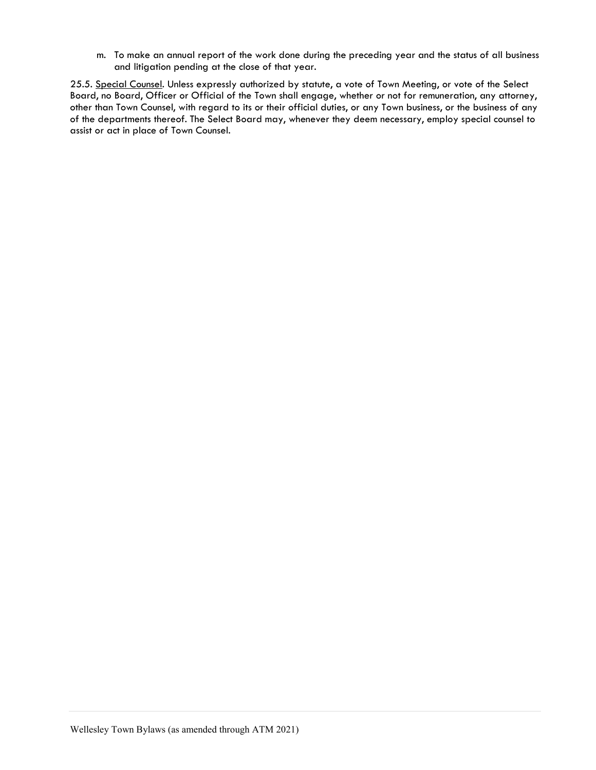m. To make an annual report of the work done during the preceding year and the status of all business and litigation pending at the close of that year.

25.5. <u>Special Counsel</u>. Unless expressly authorized by statute, a vote of Town Meeting, or vote of the Select Board, no Board, Officer or Official of the Town shall engage, whether or not for remuneration, any attorney, other than Town Counsel, with regard to its or their official duties, or any Town business, or the business of any of the departments thereof. The Select Board may, whenever they deem necessary, employ special counsel to assist or act in place of Town Counsel.